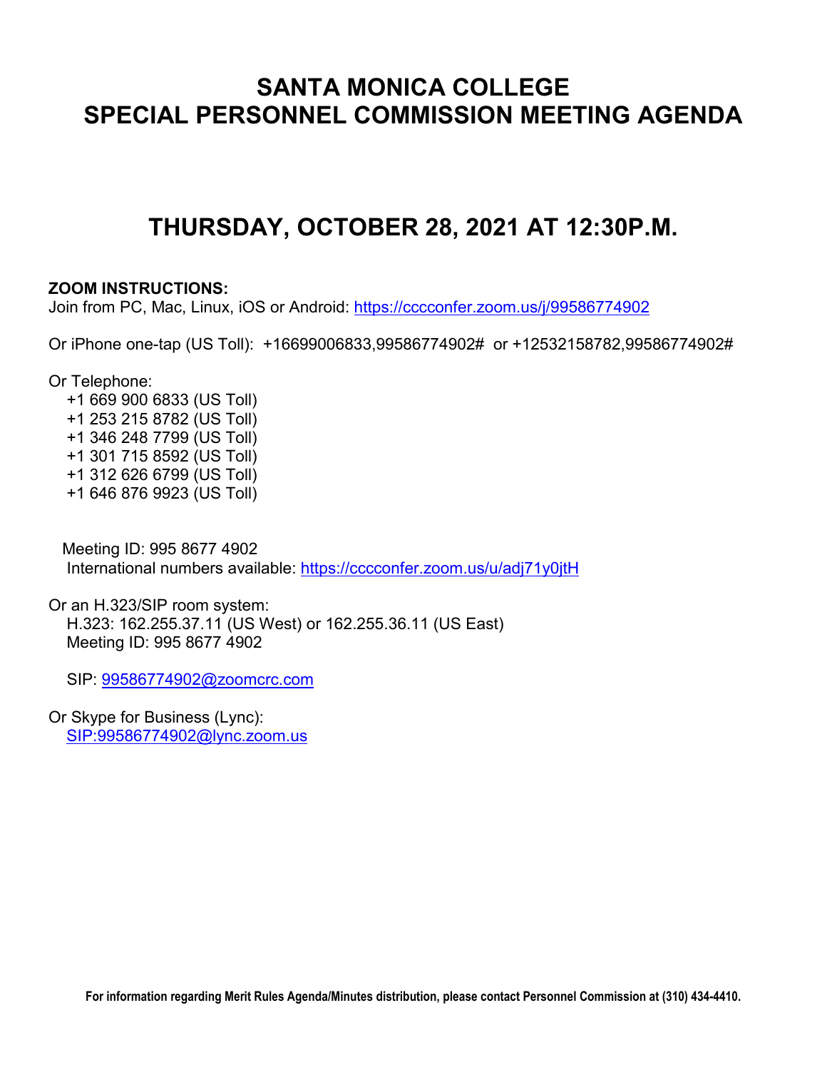# SANTA MONICA COLLEGE
# SPECIAL PERSONNEL COMMISSION MEETING AGENDA

## THURSDAY, OCTOBER 28, 2021 AT 12:30P.M.

**ZOOM INSTRUCTIONS:**
Join from PC, Mac, Linux, iOS or Android: https://cccconfer.zoom.us/j/99586774902

Or iPhone one-tap (US Toll): +16699006833,99586774902# or +12532158782,99586774902#

Or Telephone:
+1 669 900 6833 (US Toll)
+1 253 215 8782 (US Toll)
+1 346 248 7799 (US Toll)
+1 301 715 8592 (US Toll)
+1 312 626 6799 (US Toll)
+1 646 876 9923 (US Toll)

Meeting ID: 995 8677 4902
International numbers available: https://cccconfer.zoom.us/u/adj71y0jtH

Or an H.323/SIP room system:
H.323: 162.255.37.11 (US West) or 162.255.36.11 (US East)
Meeting ID: 995 8677 4902

SIP: 99586774902@zoomcrc.com

Or Skype for Business (Lync):
SIP:99586774902@lync.zoom.us

**For information regarding Merit Rules Agenda/Minutes distribution, please contact Personnel Commission at (310) 434-4410.**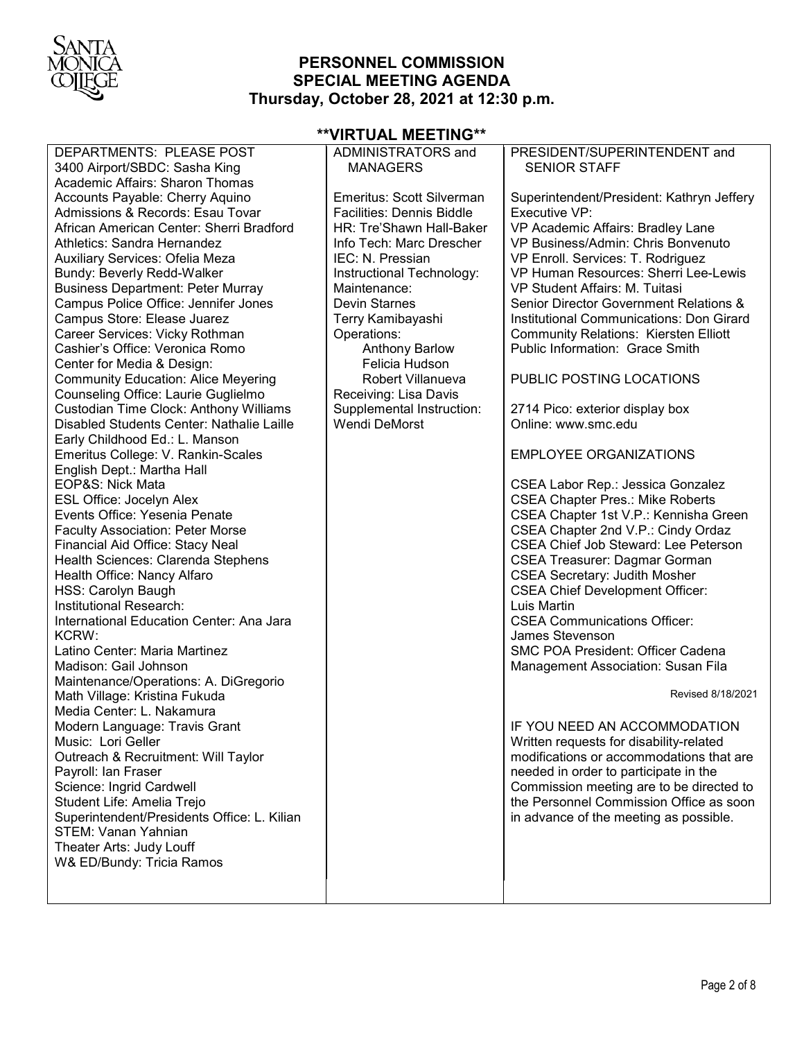# PERSONNEL COMMISSION SPECIAL MEETING AGENDA

**Thursday, October 28, 2021 at 12:30 p.m.**

**\*\*VIRTUAL MEETING\*\***

DEPARTMENTS: PLEASE POST
3400 Airport/SBDC: Sasha King
Academic Affairs: Sharon Thomas
Accounts Payable: Cherry Aquino
Admissions & Records: Esau Tovar
African American Center: Sherri Bradford
Athletics: Sandra Hernandez
Auxiliary Services: Ofelia Meza
Bundy: Beverly Redd-Walker
Business Department: Peter Murray
Campus Police Office: Jennifer Jones
Campus Store: Elease Juarez
Career Services: Vicky Rothman
Cashier's Office: Veronica Romo
Center for Media & Design:
Community Education: Alice Meyering
Counseling Office: Laurie Guglielmo
Custodian Time Clock: Anthony Williams
Disabled Students Center: Nathalie Laille
Early Childhood Ed.: L. Manson
Emeritus College: V. Rankin-Scales
English Dept.: Martha Hall
EOP&S: Nick Mata
ESL Office: Jocelyn Alex
Events Office: Yesenia Penate
Faculty Association: Peter Morse
Financial Aid Office: Stacy Neal
Health Sciences: Clarenda Stephens
Health Office: Nancy Alfaro
HSS: Carolyn Baugh
Institutional Research:
International Education Center: Ana Jara
KCRW:
Latino Center: Maria Martinez
Madison: Gail Johnson
Maintenance/Operations: A. DiGregorio
Math Village: Kristina Fukuda
Media Center: L. Nakamura
Modern Language: Travis Grant
Music: Lori Geller
Outreach & Recruitment: Will Taylor
Payroll: Ian Fraser
Science: Ingrid Cardwell
Student Life: Amelia Trejo
Superintendent/Presidents Office: L. Kilian
STEM: Vanan Yahnian
Theater Arts: Judy Louff
W& ED/Bundy: Tricia Ramos

ADMINISTRATORS and MANAGERS

Emeritus: Scott Silverman
Facilities: Dennis Biddle
HR: Tre'Shawn Hall-Baker
Info Tech: Marc Drescher
IEC: N. Pressian
Instructional Technology:
Maintenance:
Devin Starnes
Terry Kamibayashi
Operations:
Anthony Barlow
Felicia Hudson
Robert Villanueva
Receiving: Lisa Davis
Supplemental Instruction:
Wendi DeMorst

PRESIDENT/SUPERINTENDENT and SENIOR STAFF

Superintendent/President: Kathryn Jeffery
Executive VP:
VP Academic Affairs: Bradley Lane
VP Business/Admin: Chris Bonvenuto
VP Enroll. Services: T. Rodriguez
VP Human Resources: Sherri Lee-Lewis
VP Student Affairs: M. Tuitasi
Senior Director Government Relations & Institutional Communications: Don Girard
Community Relations: Kiersten Elliott
Public Information: Grace Smith

PUBLIC POSTING LOCATIONS

2714 Pico: exterior display box
Online: www.smc.edu

EMPLOYEE ORGANIZATIONS

CSEA Labor Rep.: Jessica Gonzalez
CSEA Chapter Pres.: Mike Roberts
CSEA Chapter 1st V.P.: Kennisha Green
CSEA Chapter 2nd V.P.: Cindy Ordaz
CSEA Chief Job Steward: Lee Peterson
CSEA Treasurer: Dagmar Gorman
CSEA Secretary: Judith Mosher
CSEA Chief Development Officer:
Luis Martin
CSEA Communications Officer:
James Stevenson
SMC POA President: Officer Cadena
Management Association: Susan Fila

Revised 8/18/2021

IF YOU NEED AN ACCOMMODATION

Written requests for disability-related modifications or accommodations that are needed in order to participate in the Commission meeting are to be directed to the Personnel Commission Office as soon in advance of the meeting as possible.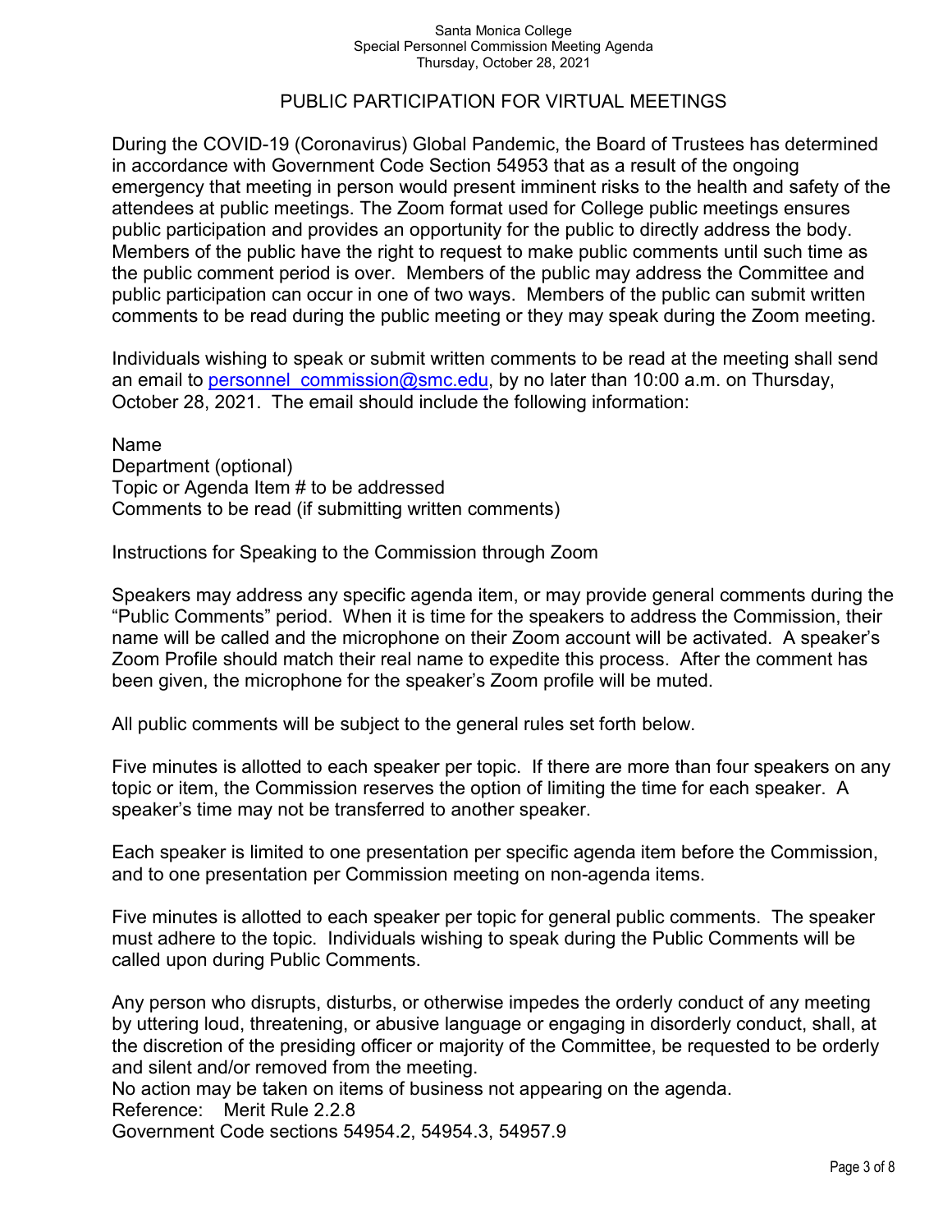## PUBLIC PARTICIPATION FOR VIRTUAL MEETINGS

During the COVID-19 (Coronavirus) Global Pandemic, the Board of Trustees has determined in accordance with Government Code Section 54953 that as a result of the ongoing emergency that meeting in person would present imminent risks to the health and safety of the attendees at public meetings. The Zoom format used for College public meetings ensures public participation and provides an opportunity for the public to directly address the body. Members of the public have the right to request to make public comments until such time as the public comment period is over. Members of the public may address the Committee and public participation can occur in one of two ways. Members of the public can submit written comments to be read during the public meeting or they may speak during the Zoom meeting.

Individuals wishing to speak or submit written comments to be read at the meeting shall send an email to personnel_commission@smc.edu, by no later than 10:00 a.m. on Thursday, October 28, 2021. The email should include the following information:

Name
Department (optional)
Topic or Agenda Item # to be addressed
Comments to be read (if submitting written comments)

Instructions for Speaking to the Commission through Zoom

Speakers may address any specific agenda item, or may provide general comments during the "Public Comments" period. When it is time for the speakers to address the Commission, their name will be called and the microphone on their Zoom account will be activated. A speaker's Zoom Profile should match their real name to expedite this process. After the comment has been given, the microphone for the speaker's Zoom profile will be muted.

All public comments will be subject to the general rules set forth below.

Five minutes is allotted to each speaker per topic. If there are more than four speakers on any topic or item, the Commission reserves the option of limiting the time for each speaker. A speaker's time may not be transferred to another speaker.

Each speaker is limited to one presentation per specific agenda item before the Commission, and to one presentation per Commission meeting on non-agenda items.

Five minutes is allotted to each speaker per topic for general public comments. The speaker must adhere to the topic. Individuals wishing to speak during the Public Comments will be called upon during Public Comments.

Any person who disrupts, disturbs, or otherwise impedes the orderly conduct of any meeting by uttering loud, threatening, or abusive language or engaging in disorderly conduct, shall, at the discretion of the presiding officer or majority of the Committee, be requested to be orderly and silent and/or removed from the meeting.
No action may be taken on items of business not appearing on the agenda.
Reference: Merit Rule 2.2.8
Government Code sections 54954.2, 54954.3, 54957.9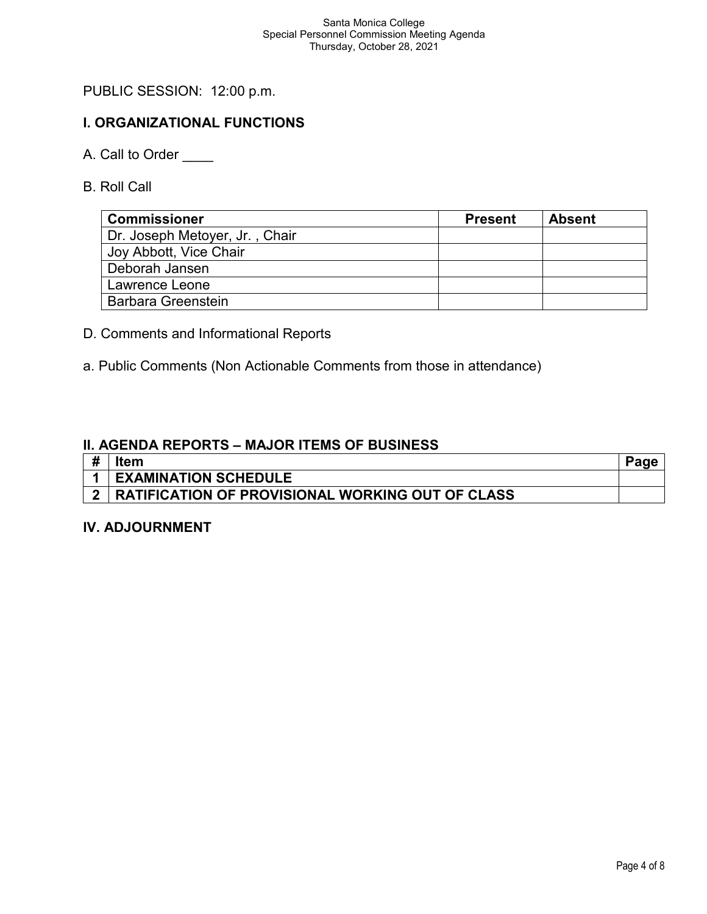PUBLIC SESSION: 12:00 p.m.

## I. ORGANIZATIONAL FUNCTIONS

A. Call to Order ____

B. Roll Call

| Commissioner | Present | Absent |
|---|---|---|
| Dr. Joseph Metoyer, Jr. , Chair | | |
| Joy Abbott, Vice Chair | | |
| Deborah Jansen | | |
| Lawrence Leone | | |
| Barbara Greenstein | | |

D. Comments and Informational Reports

a. Public Comments (Non Actionable Comments from those in attendance)

## II. AGENDA REPORTS – MAJOR ITEMS OF BUSINESS

| # | Item | Page |
|---|---|---|
| 1 | EXAMINATION SCHEDULE | |
| 2 | RATIFICATION OF PROVISIONAL WORKING OUT OF CLASS | |

## IV. ADJOURNMENT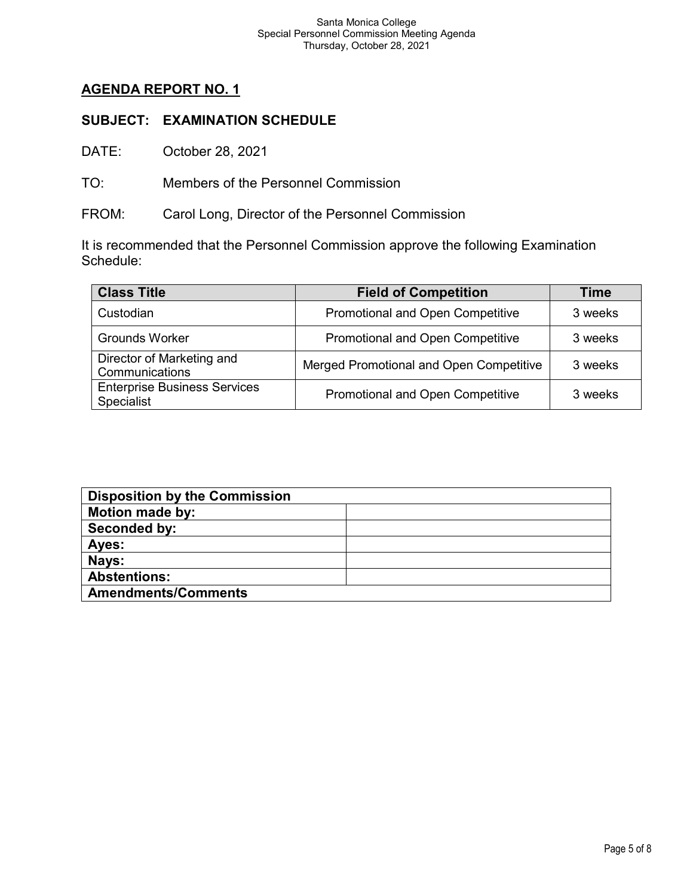## AGENDA REPORT NO. 1

### SUBJECT: EXAMINATION SCHEDULE

DATE: October 28, 2021

TO: Members of the Personnel Commission

FROM: Carol Long, Director of the Personnel Commission

It is recommended that the Personnel Commission approve the following Examination Schedule:

| Class Title | Field of Competition | Time |
|---|---|---|
| Custodian | Promotional and Open Competitive | 3 weeks |
| Grounds Worker | Promotional and Open Competitive | 3 weeks |
| Director of Marketing and Communications | Merged Promotional and Open Competitive | 3 weeks |
| Enterprise Business Services Specialist | Promotional and Open Competitive | 3 weeks |

| **Disposition by the Commission** | |
|---|---|
| **Motion made by:** | |
| **Seconded by:** | |
| **Ayes:** | |
| **Nays:** | |
| **Abstentions:** | |
| **Amendments/Comments** | |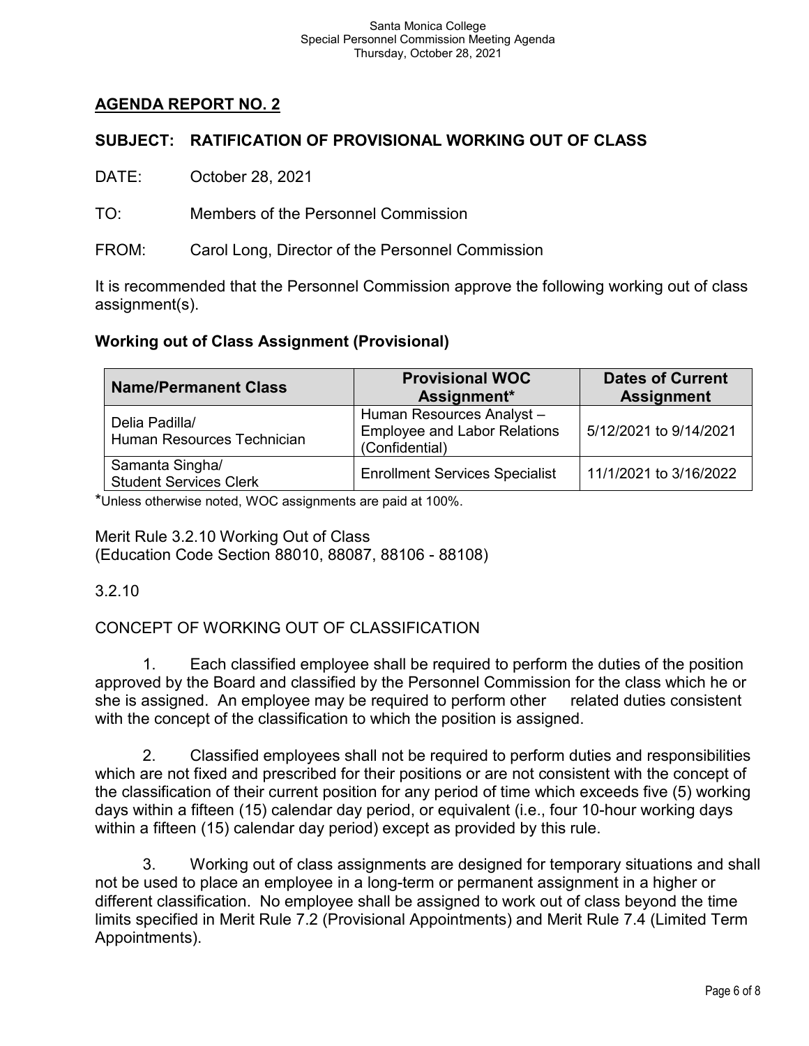## AGENDA REPORT NO. 2

## SUBJECT: RATIFICATION OF PROVISIONAL WORKING OUT OF CLASS

DATE: October 28, 2021

TO: Members of the Personnel Commission

FROM: Carol Long, Director of the Personnel Commission

It is recommended that the Personnel Commission approve the following working out of class assignment(s).

### Working out of Class Assignment (Provisional)

| Name/Permanent Class | Provisional WOC Assignment* | Dates of Current Assignment |
|---|---|---|
| Delia Padilla/ Human Resources Technician | Human Resources Analyst – Employee and Labor Relations (Confidential) | 5/12/2021 to 9/14/2021 |
| Samanta Singha/ Student Services Clerk | Enrollment Services Specialist | 11/1/2021 to 3/16/2022 |

*Unless otherwise noted, WOC assignments are paid at 100%.

Merit Rule 3.2.10 Working Out of Class
(Education Code Section 88010, 88087, 88106 - 88108)

3.2.10

CONCEPT OF WORKING OUT OF CLASSIFICATION

1. Each classified employee shall be required to perform the duties of the position approved by the Board and classified by the Personnel Commission for the class which he or she is assigned. An employee may be required to perform other related duties consistent with the concept of the classification to which the position is assigned.

2. Classified employees shall not be required to perform duties and responsibilities which are not fixed and prescribed for their positions or are not consistent with the concept of the classification of their current position for any period of time which exceeds five (5) working days within a fifteen (15) calendar day period, or equivalent (i.e., four 10-hour working days within a fifteen (15) calendar day period) except as provided by this rule.

3. Working out of class assignments are designed for temporary situations and shall not be used to place an employee in a long-term or permanent assignment in a higher or different classification. No employee shall be assigned to work out of class beyond the time limits specified in Merit Rule 7.2 (Provisional Appointments) and Merit Rule 7.4 (Limited Term Appointments).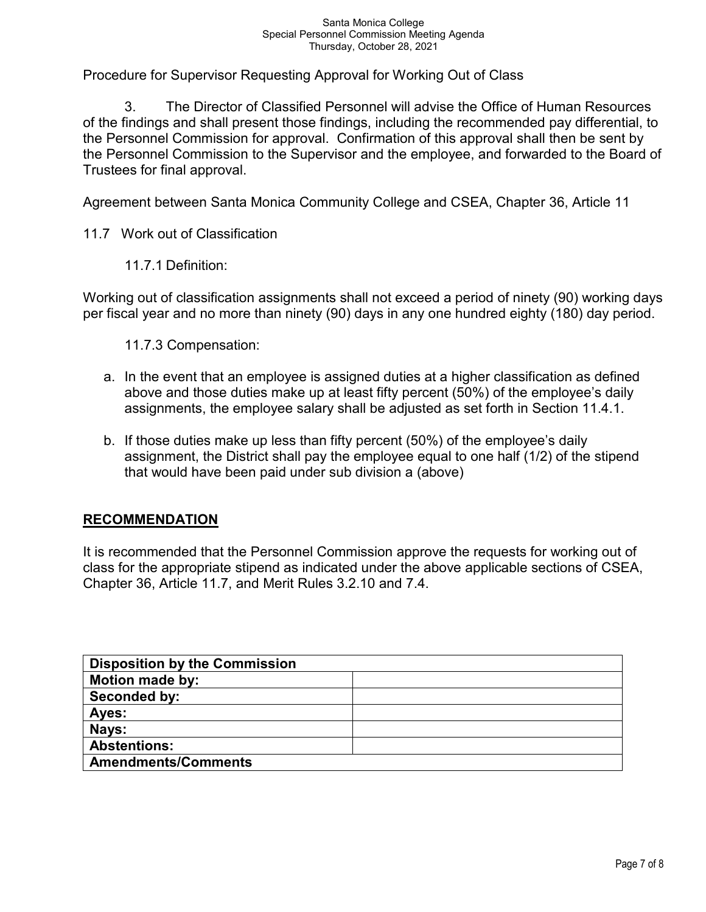Procedure for Supervisor Requesting Approval for Working Out of Class

3. The Director of Classified Personnel will advise the Office of Human Resources of the findings and shall present those findings, including the recommended pay differential, to the Personnel Commission for approval. Confirmation of this approval shall then be sent by the Personnel Commission to the Supervisor and the employee, and forwarded to the Board of Trustees for final approval.

Agreement between Santa Monica Community College and CSEA, Chapter 36, Article 11

11.7 Work out of Classification

11.7.1 Definition:

Working out of classification assignments shall not exceed a period of ninety (90) working days per fiscal year and no more than ninety (90) days in any one hundred eighty (180) day period.

11.7.3 Compensation:

a. In the event that an employee is assigned duties at a higher classification as defined above and those duties make up at least fifty percent (50%) of the employee's daily assignments, the employee salary shall be adjusted as set forth in Section 11.4.1.

b. If those duties make up less than fifty percent (50%) of the employee's daily assignment, the District shall pay the employee equal to one half (1/2) of the stipend that would have been paid under sub division a (above)

## RECOMMENDATION

It is recommended that the Personnel Commission approve the requests for working out of class for the appropriate stipend as indicated under the above applicable sections of CSEA, Chapter 36, Article 11.7, and Merit Rules 3.2.10 and 7.4.

| **Disposition by the Commission** | |
|---|---|
| **Motion made by:** | |
| **Seconded by:** | |
| **Ayes:** | |
| **Nays:** | |
| **Abstentions:** | |
| **Amendments/Comments** | |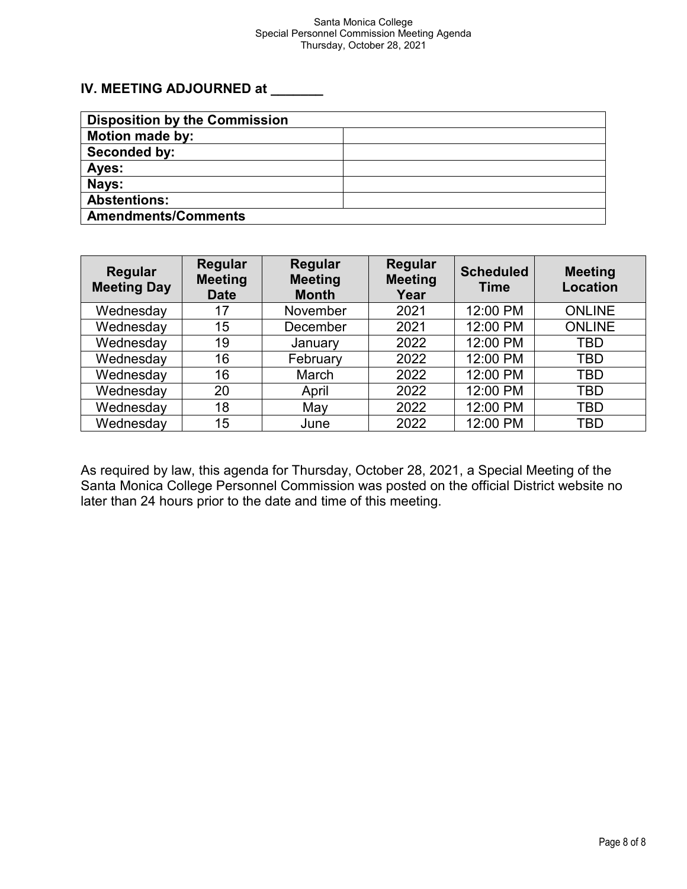## IV. MEETING ADJOURNED at _______

| Disposition by the Commission | |
|---|---|
| Motion made by: | |
| Seconded by: | |
| Ayes: | |
| Nays: | |
| Abstentions: | |
| Amendments/Comments | |

| Regular Meeting Day | Regular Meeting Date | Regular Meeting Month | Regular Meeting Year | Scheduled Time | Meeting Location |
|---|---|---|---|---|---|
| Wednesday | 17 | November | 2021 | 12:00 PM | ONLINE |
| Wednesday | 15 | December | 2021 | 12:00 PM | ONLINE |
| Wednesday | 19 | January | 2022 | 12:00 PM | TBD |
| Wednesday | 16 | February | 2022 | 12:00 PM | TBD |
| Wednesday | 16 | March | 2022 | 12:00 PM | TBD |
| Wednesday | 20 | April | 2022 | 12:00 PM | TBD |
| Wednesday | 18 | May | 2022 | 12:00 PM | TBD |
| Wednesday | 15 | June | 2022 | 12:00 PM | TBD |

As required by law, this agenda for Thursday, October 28, 2021, a Special Meeting of the Santa Monica College Personnel Commission was posted on the official District website no later than 24 hours prior to the date and time of this meeting.